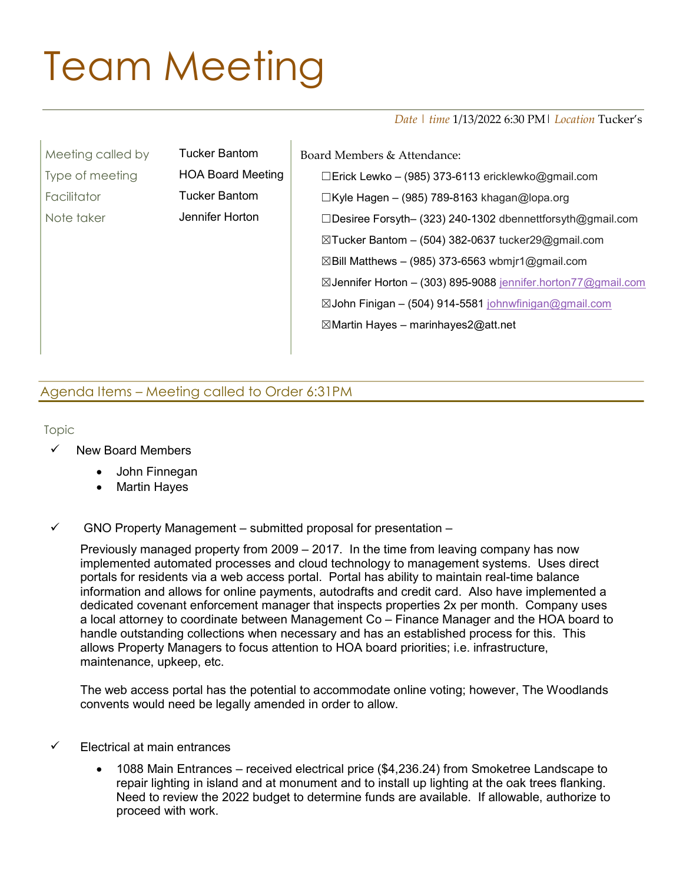# Team Meeting

*Date | time* 1/13/2022 6:30 PM | *Location* Tucker's

| | |
|---|---|
| Meeting called by | Tucker Bantom |
| Type of meeting | HOA Board Meeting |
| Facilitator | Tucker Bantom |
| Note taker | Jennifer Horton |

Board Members & Attendance:

- ☐Erick Lewko – (985) 373-6113 ericklewko@gmail.com
- ☐Kyle Hagen – (985) 789-8163 khagan@lopa.org
- ☐Desiree Forsyth– (323) 240-1302 dbennettforsyth@gmail.com
- ☒Tucker Bantom – (504) 382-0637 tucker29@gmail.com
- ☒Bill Matthews – (985) 373-6563 wbmjr1@gmail.com
- ☒Jennifer Horton – (303) 895-9088 jennifer.horton77@gmail.com
- ☒John Finigan – (504) 914-5581 johnwfinigan@gmail.com
- ☒Martin Hayes – marinhayes2@att.net

## Agenda Items – Meeting called to Order 6:31PM

Topic

- ✓ New Board Members
  - John Finnegan
  - Martin Hayes

- ✓ GNO Property Management – submitted proposal for presentation –

  Previously managed property from 2009 – 2017. In the time from leaving company has now implemented automated processes and cloud technology to management systems. Uses direct portals for residents via a web access portal. Portal has ability to maintain real-time balance information and allows for online payments, autodrafts and credit card. Also have implemented a dedicated covenant enforcement manager that inspects properties 2x per month. Company uses a local attorney to coordinate between Management Co – Finance Manager and the HOA board to handle outstanding collections when necessary and has an established process for this. This allows Property Managers to focus attention to HOA board priorities; i.e. infrastructure, maintenance, upkeep, etc.

  The web access portal has the potential to accommodate online voting; however, The Woodlands convents would need be legally amended in order to allow.

- ✓ Electrical at main entrances
  - 1088 Main Entrances – received electrical price ($4,236.24) from Smoketree Landscape to repair lighting in island and at monument and to install up lighting at the oak trees flanking. Need to review the 2022 budget to determine funds are available. If allowable, authorize to proceed with work.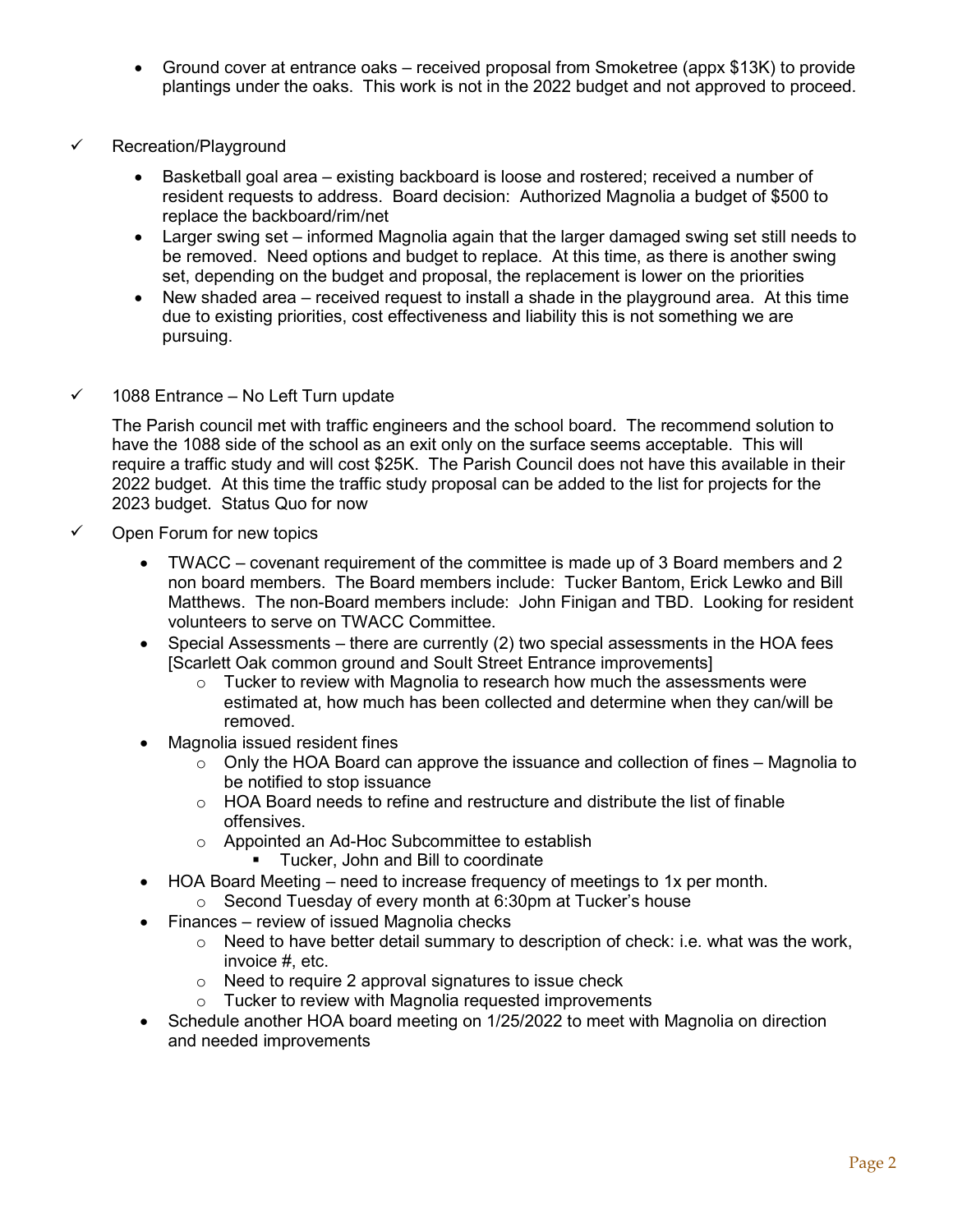- Ground cover at entrance oaks – received proposal from Smoketree (appx $13K) to provide plantings under the oaks. This work is not in the 2022 budget and not approved to proceed.

✓ Recreation/Playground

- Basketball goal area – existing backboard is loose and rostered; received a number of resident requests to address. Board decision: Authorized Magnolia a budget of $500 to replace the backboard/rim/net
- Larger swing set – informed Magnolia again that the larger damaged swing set still needs to be removed. Need options and budget to replace. At this time, as there is another swing set, depending on the budget and proposal, the replacement is lower on the priorities
- New shaded area – received request to install a shade in the playground area. At this time due to existing priorities, cost effectiveness and liability this is not something we are pursuing.

✓ 1088 Entrance – No Left Turn update

The Parish council met with traffic engineers and the school board. The recommend solution to have the 1088 side of the school as an exit only on the surface seems acceptable. This will require a traffic study and will cost $25K. The Parish Council does not have this available in their 2022 budget. At this time the traffic study proposal can be added to the list for projects for the 2023 budget. Status Quo for now

✓ Open Forum for new topics

- TWACC – covenant requirement of the committee is made up of 3 Board members and 2 non board members. The Board members include: Tucker Bantom, Erick Lewko and Bill Matthews. The non-Board members include: John Finigan and TBD. Looking for resident volunteers to serve on TWACC Committee.
- Special Assessments – there are currently (2) two special assessments in the HOA fees [Scarlett Oak common ground and Soult Street Entrance improvements]
  - Tucker to review with Magnolia to research how much the assessments were estimated at, how much has been collected and determine when they can/will be removed.
- Magnolia issued resident fines
  - Only the HOA Board can approve the issuance and collection of fines – Magnolia to be notified to stop issuance
  - HOA Board needs to refine and restructure and distribute the list of finable offensives.
  - Appointed an Ad-Hoc Subcommittee to establish
    - Tucker, John and Bill to coordinate
- HOA Board Meeting – need to increase frequency of meetings to 1x per month.
  - Second Tuesday of every month at 6:30pm at Tucker's house
- Finances – review of issued Magnolia checks
  - Need to have better detail summary to description of check: i.e. what was the work, invoice #, etc.
  - Need to require 2 approval signatures to issue check
  - Tucker to review with Magnolia requested improvements
- Schedule another HOA board meeting on 1/25/2022 to meet with Magnolia on direction and needed improvements